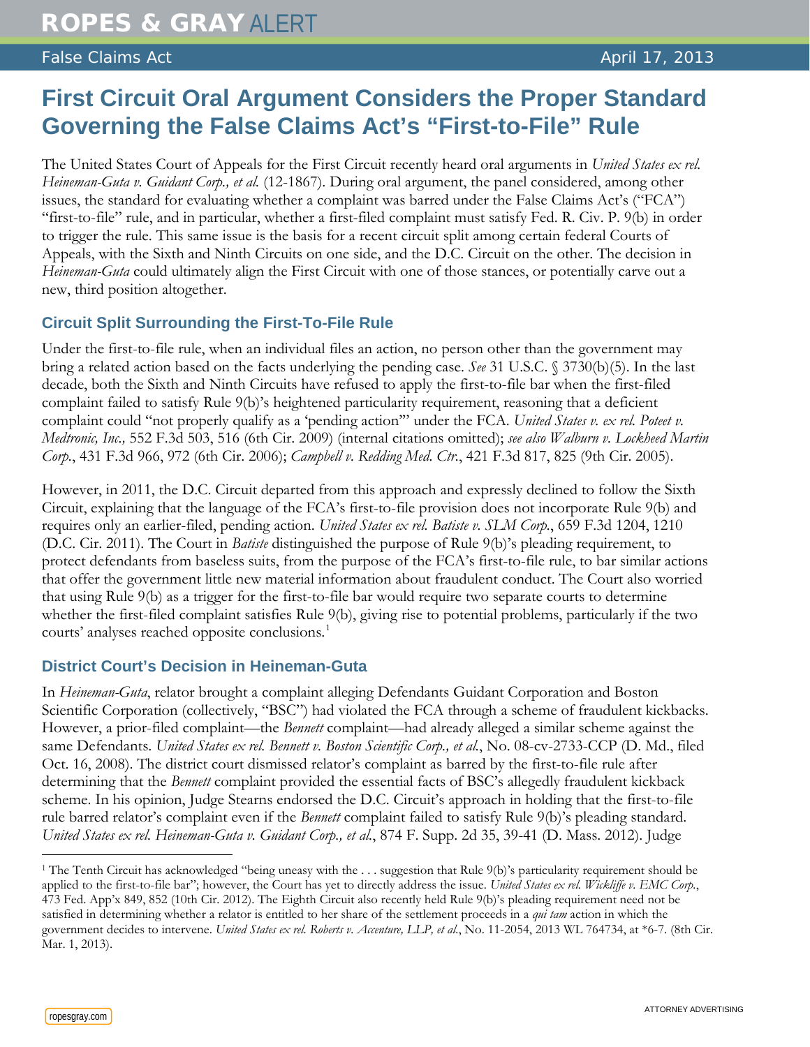# First Circuit Oral Argument Considers the Proper Standard Governing the False Claims Act's "First-to-File" Rule

The United States Court of Appeals for the First Circuit recently heard oral arguments in *United States ex rel. Heineman-Guta v. Guidant Corp., et al.* (12-1867). During oral argument, the panel considered, among other issues, the standard for evaluating whether a complaint was barred under the False Claims Act's ("FCA") "first-to-file" rule, and in particular, whether a first-filed complaint must satisfy Fed. R. Civ. P. 9(b) in order to trigger the rule. This same issue is the basis for a recent circuit split among certain federal Courts of Appeals, with the Sixth and Ninth Circuits on one side, and the D.C. Circuit on the other. The decision in *Heineman-Guta* could ultimately align the First Circuit with one of those stances, or potentially carve out a new, third position altogether.

## Circuit Split Surrounding the First-To-File Rule

Under the first-to-file rule, when an individual files an action, no person other than the government may bring a related action based on the facts underlying the pending case. *See* 31 U.S.C. § 3730(b)(5). In the last decade, both the Sixth and Ninth Circuits have refused to apply the first-to-file bar when the first-filed complaint failed to satisfy Rule 9(b)'s heightened particularity requirement, reasoning that a deficient complaint could "not properly qualify as a 'pending action'" under the FCA. *United States v. ex rel. Poteet v. Medtronic, Inc.,* 552 F.3d 503, 516 (6th Cir. 2009) (internal citations omitted); *see also Walburn v. Lockheed Martin Corp.*, 431 F.3d 966, 972 (6th Cir. 2006); *Campbell v. Redding Med. Ctr.*, 421 F.3d 817, 825 (9th Cir. 2005).

However, in 2011, the D.C. Circuit departed from this approach and expressly declined to follow the Sixth Circuit, explaining that the language of the FCA's first-to-file provision does not incorporate Rule 9(b) and requires only an earlier-filed, pending action. *United States ex rel. Batiste v. SLM Corp.*, 659 F.3d 1204, 1210 (D.C. Cir. 2011). The Court in *Batiste* distinguished the purpose of Rule 9(b)'s pleading requirement, to protect defendants from baseless suits, from the purpose of the FCA's first-to-file rule, to bar similar actions that offer the government little new material information about fraudulent conduct. The Court also worried that using Rule 9(b) as a trigger for the first-to-file bar would require two separate courts to determine whether the first-filed complaint satisfies Rule 9(b), giving rise to potential problems, particularly if the two courts' analyses reached opposite conclusions.[1]

## District Court's Decision in Heineman-Guta

In *Heineman-Guta*, relator brought a complaint alleging Defendants Guidant Corporation and Boston Scientific Corporation (collectively, "BSC") had violated the FCA through a scheme of fraudulent kickbacks. However, a prior-filed complaint—the *Bennett* complaint—had already alleged a similar scheme against the same Defendants. *United States ex rel. Bennett v. Boston Scientific Corp., et al.*, No. 08-cv-2733-CCP (D. Md., filed Oct. 16, 2008). The district court dismissed relator's complaint as barred by the first-to-file rule after determining that the *Bennett* complaint provided the essential facts of BSC's allegedly fraudulent kickback scheme. In his opinion, Judge Stearns endorsed the D.C. Circuit's approach in holding that the first-to-file rule barred relator's complaint even if the *Bennett* complaint failed to satisfy Rule 9(b)'s pleading standard. *United States ex rel. Heineman-Guta v. Guidant Corp., et al.*, 874 F. Supp. 2d 35, 39-41 (D. Mass. 2012). Judge

---

[1] The Tenth Circuit has acknowledged "being uneasy with the . . . suggestion that Rule 9(b)'s particularity requirement should be applied to the first-to-file bar"; however, the Court has yet to directly address the issue. *United States ex rel. Wickliffe v. EMC Corp.*, 473 Fed. App'x 849, 852 (10th Cir. 2012). The Eighth Circuit also recently held Rule 9(b)'s pleading requirement need not be satisfied in determining whether a relator is entitled to her share of the settlement proceeds in a *qui tam* action in which the government decides to intervene. *United States ex rel. Roberts v. Accenture, LLP, et al.*, No. 11-2054, 2013 WL 764734, at *6-7. (8th Cir. Mar. 1, 2013).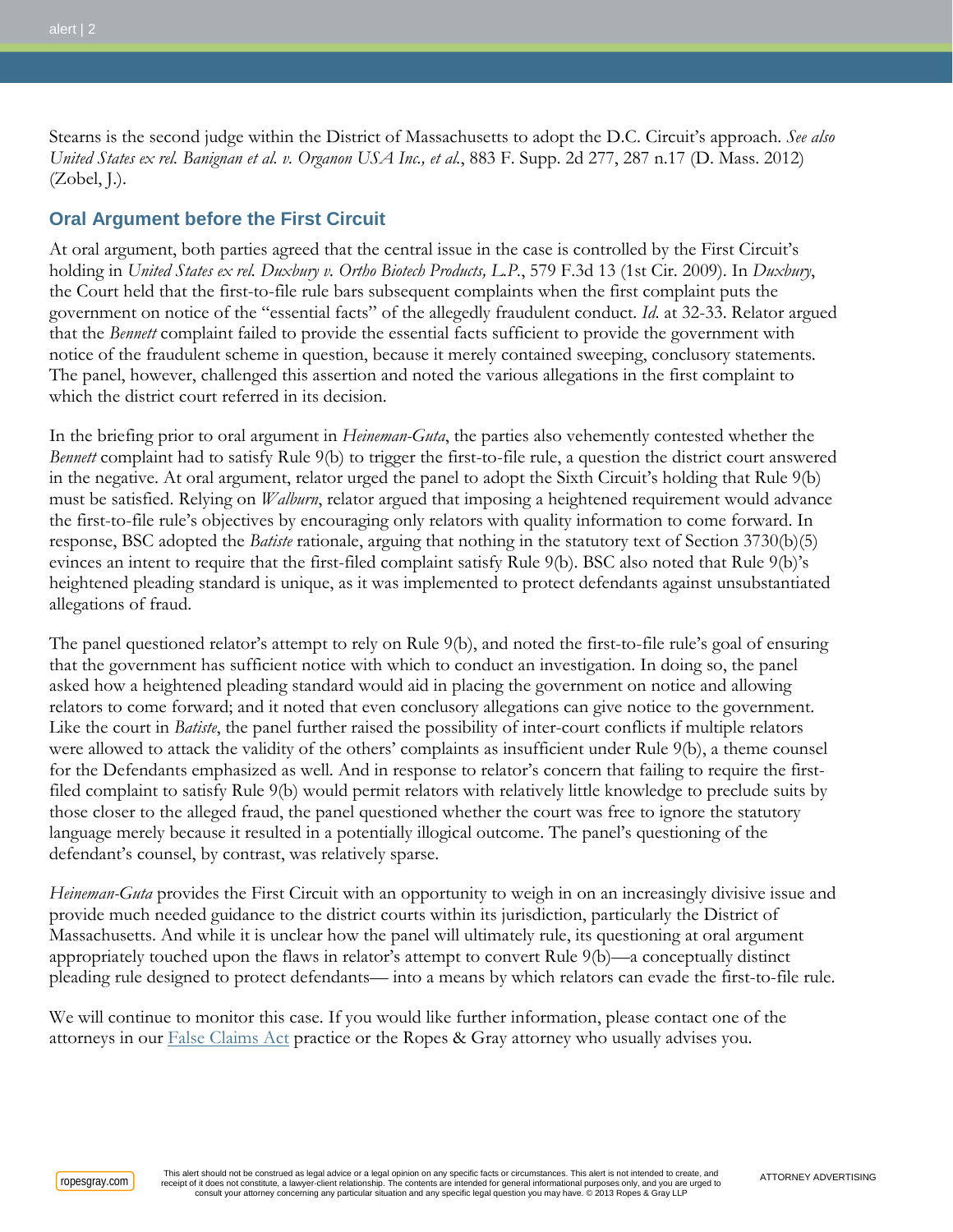Stearns is the second judge within the District of Massachusetts to adopt the D.C. Circuit's approach. *See also United States ex rel. Banignan et al. v. Organon USA Inc., et al.*, 883 F. Supp. 2d 277, 287 n.17 (D. Mass. 2012) (Zobel, J.).

## Oral Argument before the First Circuit

At oral argument, both parties agreed that the central issue in the case is controlled by the First Circuit's holding in *United States ex rel. Duxbury v. Ortho Biotech Products, L.P.*, 579 F.3d 13 (1st Cir. 2009). In *Duxbury*, the Court held that the first-to-file rule bars subsequent complaints when the first complaint puts the government on notice of the "essential facts" of the allegedly fraudulent conduct. *Id.* at 32-33. Relator argued that the *Bennett* complaint failed to provide the essential facts sufficient to provide the government with notice of the fraudulent scheme in question, because it merely contained sweeping, conclusory statements. The panel, however, challenged this assertion and noted the various allegations in the first complaint to which the district court referred in its decision.

In the briefing prior to oral argument in *Heineman-Guta*, the parties also vehemently contested whether the *Bennett* complaint had to satisfy Rule 9(b) to trigger the first-to-file rule, a question the district court answered in the negative. At oral argument, relator urged the panel to adopt the Sixth Circuit's holding that Rule 9(b) must be satisfied. Relying on *Walburn*, relator argued that imposing a heightened requirement would advance the first-to-file rule's objectives by encouraging only relators with quality information to come forward. In response, BSC adopted the *Batiste* rationale, arguing that nothing in the statutory text of Section 3730(b)(5) evinces an intent to require that the first-filed complaint satisfy Rule 9(b). BSC also noted that Rule 9(b)'s heightened pleading standard is unique, as it was implemented to protect defendants against unsubstantiated allegations of fraud.

The panel questioned relator's attempt to rely on Rule 9(b), and noted the first-to-file rule's goal of ensuring that the government has sufficient notice with which to conduct an investigation. In doing so, the panel asked how a heightened pleading standard would aid in placing the government on notice and allowing relators to come forward; and it noted that even conclusory allegations can give notice to the government. Like the court in *Batiste*, the panel further raised the possibility of inter-court conflicts if multiple relators were allowed to attack the validity of the others' complaints as insufficient under Rule 9(b), a theme counsel for the Defendants emphasized as well. And in response to relator's concern that failing to require the first-filed complaint to satisfy Rule 9(b) would permit relators with relatively little knowledge to preclude suits by those closer to the alleged fraud, the panel questioned whether the court was free to ignore the statutory language merely because it resulted in a potentially illogical outcome. The panel's questioning of the defendant's counsel, by contrast, was relatively sparse.

*Heineman-Guta* provides the First Circuit with an opportunity to weigh in on an increasingly divisive issue and provide much needed guidance to the district courts within its jurisdiction, particularly the District of Massachusetts. And while it is unclear how the panel will ultimately rule, its questioning at oral argument appropriately touched upon the flaws in relator's attempt to convert Rule 9(b)—a conceptually distinct pleading rule designed to protect defendants— into a means by which relators can evade the first-to-file rule.

We will continue to monitor this case. If you would like further information, please contact one of the attorneys in our False Claims Act practice or the Ropes & Gray attorney who usually advises you.

This alert should not be construed as legal advice or a legal opinion on any specific facts or circumstances. This alert is not intended to create, and receipt of it does not constitute, a lawyer-client relationship. The contents are intended for general informational purposes only, and you are urged to consult your attorney concerning any particular situation and any specific legal question you may have. © 2013 Ropes & Gray LLP

ATTORNEY ADVERTISING